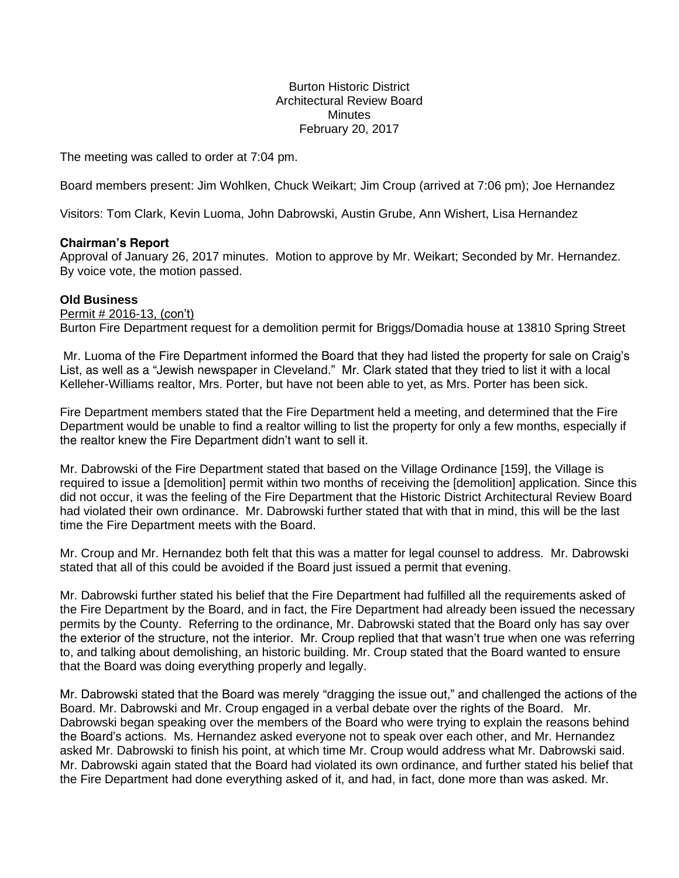Burton Historic District
Architectural Review Board
Minutes
February 20, 2017

The meeting was called to order at 7:04 pm.

Board members present: Jim Wohlken, Chuck Weikart; Jim Croup (arrived at 7:06 pm); Joe Hernandez

Visitors: Tom Clark, Kevin Luoma, John Dabrowski, Austin Grube, Ann Wishert, Lisa Hernandez

**Chairman's Report**

Approval of January 26, 2017 minutes. Motion to approve by Mr. Weikart; Seconded by Mr. Hernandez. By voice vote, the motion passed.

**Old Business**

Permit # 2016-13, (con't)

Burton Fire Department request for a demolition permit for Briggs/Domadia house at 13810 Spring Street

Mr. Luoma of the Fire Department informed the Board that they had listed the property for sale on Craig's List, as well as a "Jewish newspaper in Cleveland." Mr. Clark stated that they tried to list it with a local Kelleher-Williams realtor, Mrs. Porter, but have not been able to yet, as Mrs. Porter has been sick.

Fire Department members stated that the Fire Department held a meeting, and determined that the Fire Department would be unable to find a realtor willing to list the property for only a few months, especially if the realtor knew the Fire Department didn't want to sell it.

Mr. Dabrowski of the Fire Department stated that based on the Village Ordinance [159], the Village is required to issue a [demolition] permit within two months of receiving the [demolition] application. Since this did not occur, it was the feeling of the Fire Department that the Historic District Architectural Review Board had violated their own ordinance. Mr. Dabrowski further stated that with that in mind, this will be the last time the Fire Department meets with the Board.

Mr. Croup and Mr. Hernandez both felt that this was a matter for legal counsel to address. Mr. Dabrowski stated that all of this could be avoided if the Board just issued a permit that evening.

Mr. Dabrowski further stated his belief that the Fire Department had fulfilled all the requirements asked of the Fire Department by the Board, and in fact, the Fire Department had already been issued the necessary permits by the County. Referring to the ordinance, Mr. Dabrowski stated that the Board only has say over the exterior of the structure, not the interior. Mr. Croup replied that that wasn't true when one was referring to, and talking about demolishing, an historic building. Mr. Croup stated that the Board wanted to ensure that the Board was doing everything properly and legally.

Mr. Dabrowski stated that the Board was merely "dragging the issue out," and challenged the actions of the Board. Mr. Dabrowski and Mr. Croup engaged in a verbal debate over the rights of the Board. Mr. Dabrowski began speaking over the members of the Board who were trying to explain the reasons behind the Board's actions. Ms. Hernandez asked everyone not to speak over each other, and Mr. Hernandez asked Mr. Dabrowski to finish his point, at which time Mr. Croup would address what Mr. Dabrowski said. Mr. Dabrowski again stated that the Board had violated its own ordinance, and further stated his belief that the Fire Department had done everything asked of it, and had, in fact, done more than was asked. Mr.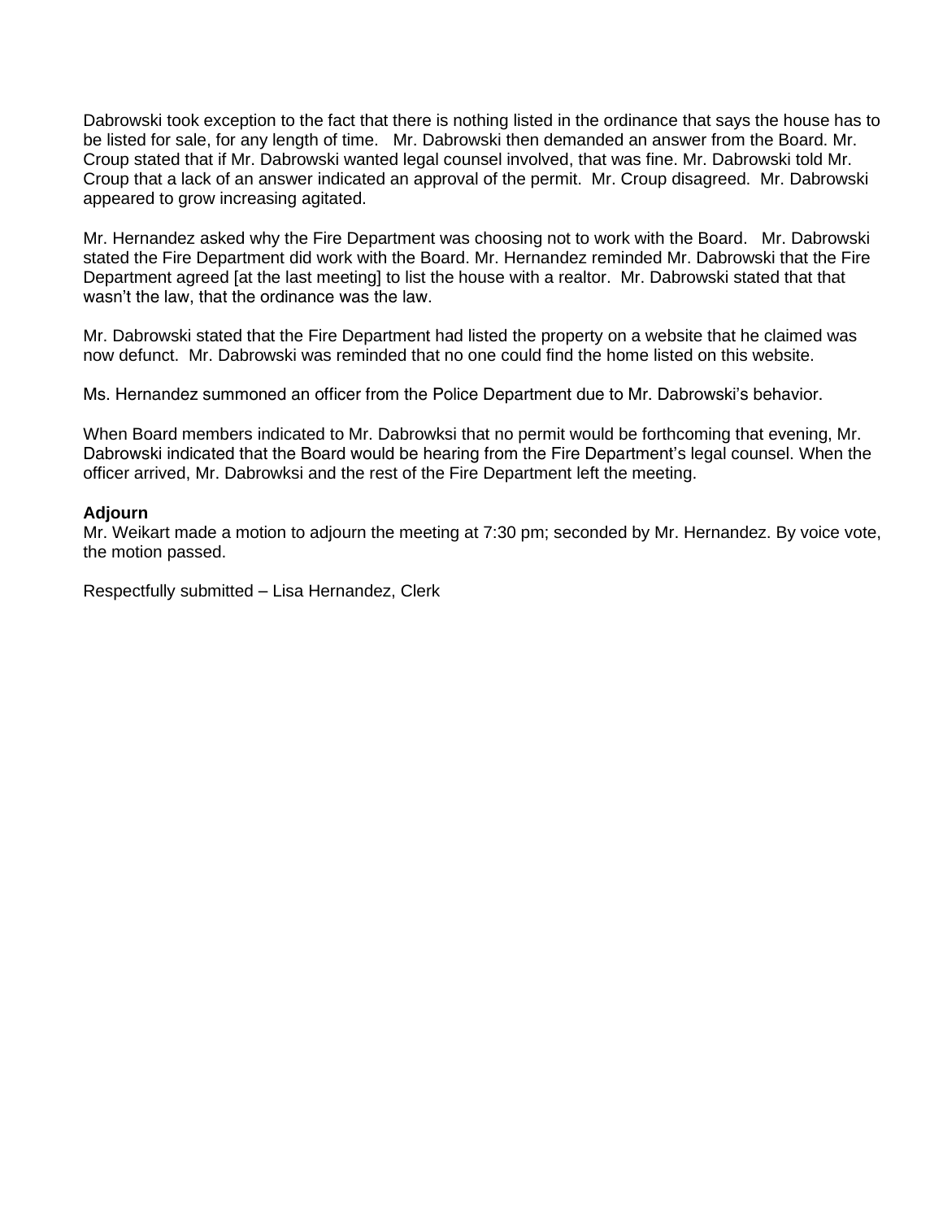Dabrowski took exception to the fact that there is nothing listed in the ordinance that says the house has to be listed for sale, for any length of time.   Mr. Dabrowski then demanded an answer from the Board. Mr. Croup stated that if Mr. Dabrowski wanted legal counsel involved, that was fine. Mr. Dabrowski told Mr. Croup that a lack of an answer indicated an approval of the permit.  Mr. Croup disagreed.  Mr. Dabrowski appeared to grow increasing agitated.

Mr. Hernandez asked why the Fire Department was choosing not to work with the Board.   Mr. Dabrowski stated the Fire Department did work with the Board. Mr. Hernandez reminded Mr. Dabrowski that the Fire Department agreed [at the last meeting] to list the house with a realtor.  Mr. Dabrowski stated that that wasn't the law, that the ordinance was the law.

Mr. Dabrowski stated that the Fire Department had listed the property on a website that he claimed was now defunct.  Mr. Dabrowski was reminded that no one could find the home listed on this website.

Ms. Hernandez summoned an officer from the Police Department due to Mr. Dabrowski's behavior.

When Board members indicated to Mr. Dabrowksi that no permit would be forthcoming that evening, Mr. Dabrowski indicated that the Board would be hearing from the Fire Department's legal counsel. When the officer arrived, Mr. Dabrowksi and the rest of the Fire Department left the meeting.

**Adjourn**
Mr. Weikart made a motion to adjourn the meeting at 7:30 pm; seconded by Mr. Hernandez. By voice vote, the motion passed.

Respectfully submitted – Lisa Hernandez, Clerk